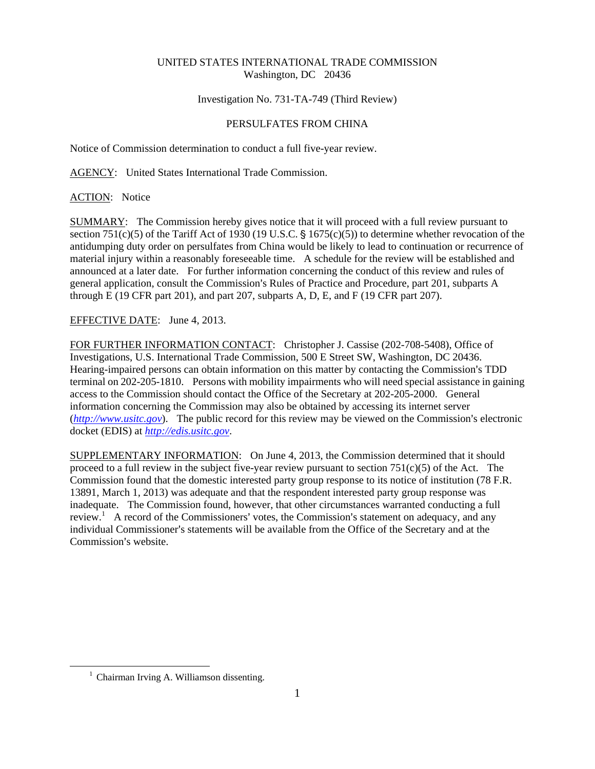UNITED STATES INTERNATIONAL TRADE COMMISSION
Washington, DC 20436

Investigation No. 731-TA-749 (Third Review)

PERSULFATES FROM CHINA

Notice of Commission determination to conduct a full five-year review.

AGENCY: United States International Trade Commission.

ACTION: Notice

SUMMARY: The Commission hereby gives notice that it will proceed with a full review pursuant to section 751(c)(5) of the Tariff Act of 1930 (19 U.S.C. § 1675(c)(5)) to determine whether revocation of the antidumping duty order on persulfates from China would be likely to lead to continuation or recurrence of material injury within a reasonably foreseeable time. A schedule for the review will be established and announced at a later date. For further information concerning the conduct of this review and rules of general application, consult the Commission's Rules of Practice and Procedure, part 201, subparts A through E (19 CFR part 201), and part 207, subparts A, D, E, and F (19 CFR part 207).

EFFECTIVE DATE: June 4, 2013.

FOR FURTHER INFORMATION CONTACT: Christopher J. Cassise (202-708-5408), Office of Investigations, U.S. International Trade Commission, 500 E Street SW, Washington, DC 20436. Hearing-impaired persons can obtain information on this matter by contacting the Commission's TDD terminal on 202-205-1810. Persons with mobility impairments who will need special assistance in gaining access to the Commission should contact the Office of the Secretary at 202-205-2000. General information concerning the Commission may also be obtained by accessing its internet server (*http://www.usitc.gov*). The public record for this review may be viewed on the Commission's electronic docket (EDIS) at *http://edis.usitc.gov*.

SUPPLEMENTARY INFORMATION: On June 4, 2013, the Commission determined that it should proceed to a full review in the subject five-year review pursuant to section 751(c)(5) of the Act. The Commission found that the domestic interested party group response to its notice of institution (78 F.R. 13891, March 1, 2013) was adequate and that the respondent interested party group response was inadequate. The Commission found, however, that other circumstances warranted conducting a full review.[1] A record of the Commissioners' votes, the Commission's statement on adequacy, and any individual Commissioner's statements will be available from the Office of the Secretary and at the Commission's website.

[1] Chairman Irving A. Williamson dissenting.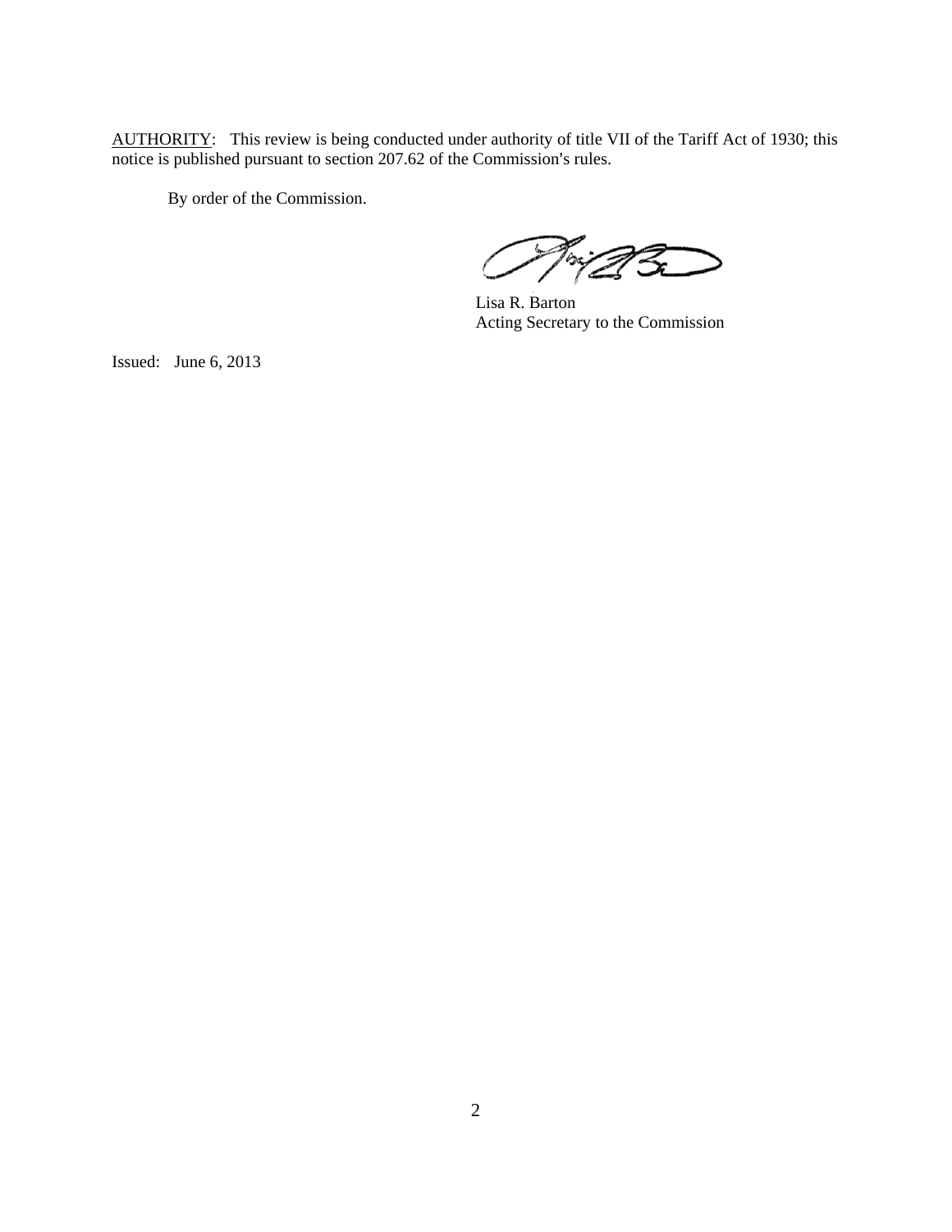AUTHORITY: This review is being conducted under authority of title VII of the Tariff Act of 1930; this notice is published pursuant to section 207.62 of the Commission's rules.

By order of the Commission.

Lisa R. Barton
Acting Secretary to the Commission

Issued: June 6, 2013